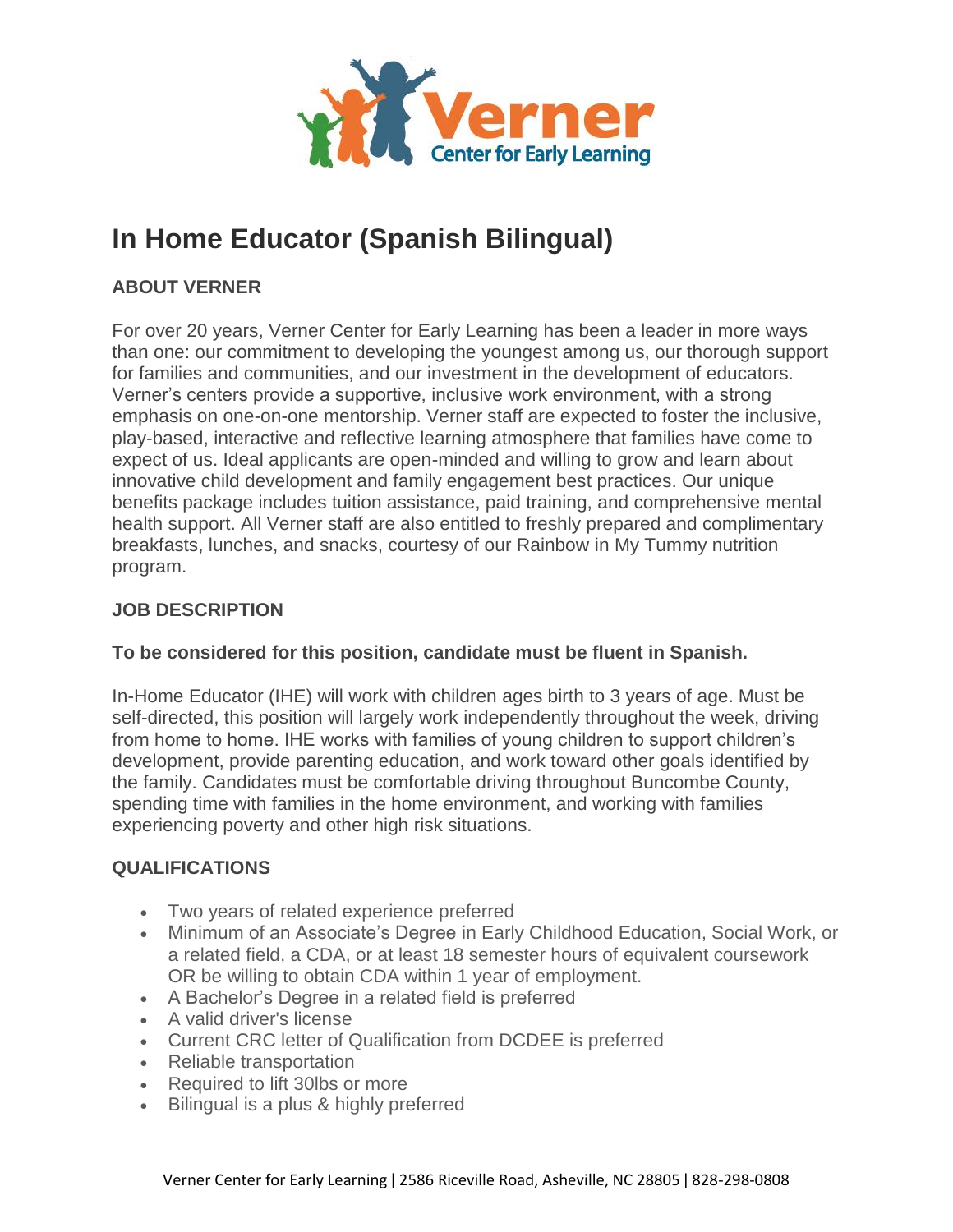# In Home Educator (Spanish Bilingual)

## ABOUT VERNER

For over 20 years, Verner Center for Early Learning has been a leader in more ways than one: our commitment to developing the youngest among us, our thorough support for families and communities, and our investment in the development of educators. Verner's centers provide a supportive, inclusive work environment, with a strong emphasis on one-on-one mentorship. Verner staff are expected to foster the inclusive, play-based, interactive and reflective learning atmosphere that families have come to expect of us. Ideal applicants are open-minded and willing to grow and learn about innovative child development and family engagement best practices. Our unique benefits package includes tuition assistance, paid training, and comprehensive mental health support. All Verner staff are also entitled to freshly prepared and complimentary breakfasts, lunches, and snacks, courtesy of our Rainbow in My Tummy nutrition program.

## JOB DESCRIPTION

**To be considered for this position, candidate must be fluent in Spanish.**

In-Home Educator (IHE) will work with children ages birth to 3 years of age. Must be self-directed, this position will largely work independently throughout the week, driving from home to home. IHE works with families of young children to support children's development, provide parenting education, and work toward other goals identified by the family. Candidates must be comfortable driving throughout Buncombe County, spending time with families in the home environment, and working with families experiencing poverty and other high risk situations.

## QUALIFICATIONS

- Two years of related experience preferred
- Minimum of an Associate's Degree in Early Childhood Education, Social Work, or a related field, a CDA, or at least 18 semester hours of equivalent coursework OR be willing to obtain CDA within 1 year of employment.
- A Bachelor's Degree in a related field is preferred
- A valid driver's license
- Current CRC letter of Qualification from DCDEE is preferred
- Reliable transportation
- Required to lift 30lbs or more
- Bilingual is a plus & highly preferred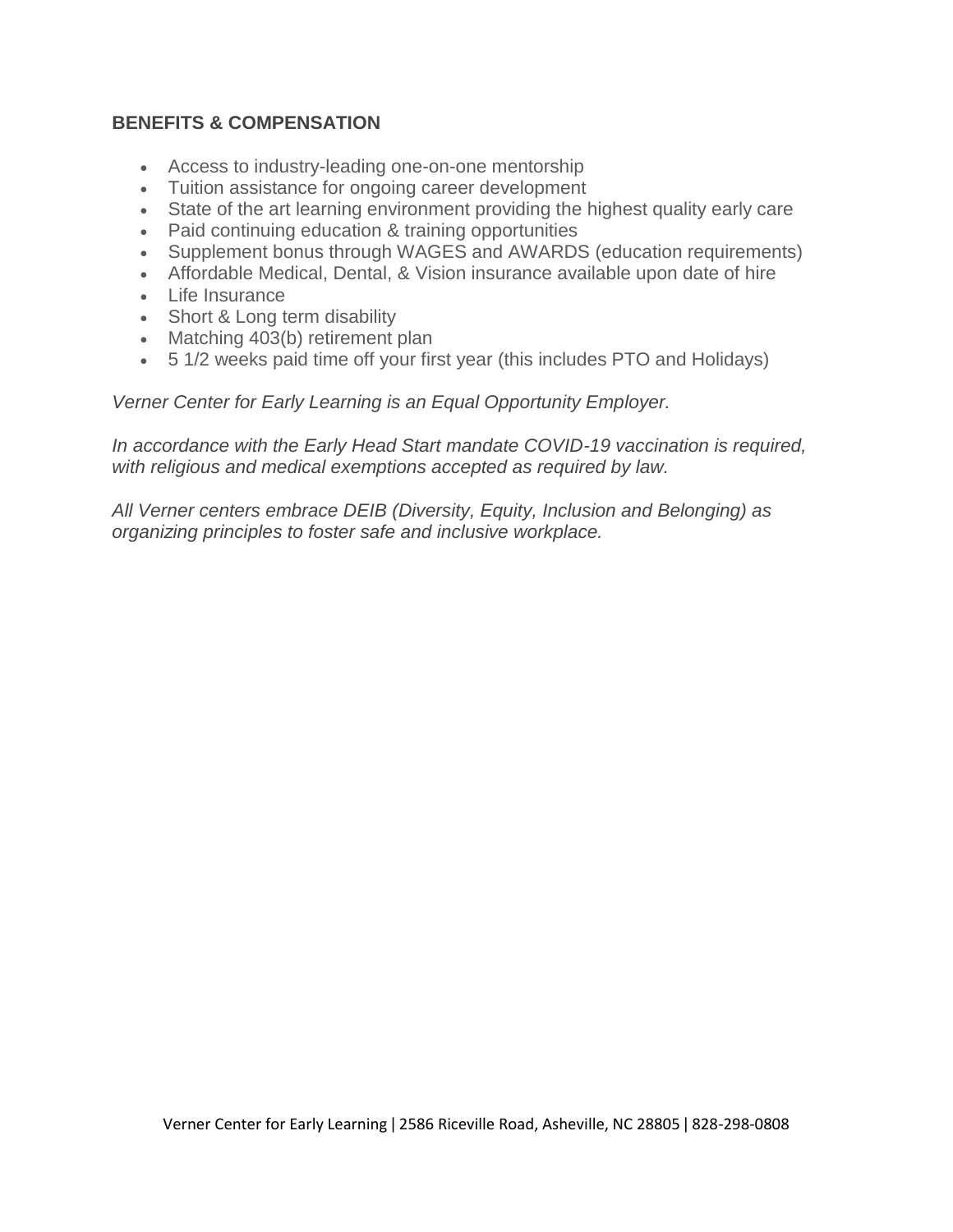**BENEFITS & COMPENSATION**

- Access to industry-leading one-on-one mentorship
- Tuition assistance for ongoing career development
- State of the art learning environment providing the highest quality early care
- Paid continuing education & training opportunities
- Supplement bonus through WAGES and AWARDS (education requirements)
- Affordable Medical, Dental, & Vision insurance available upon date of hire
- Life Insurance
- Short & Long term disability
- Matching 403(b) retirement plan
- 5 1/2 weeks paid time off your first year (this includes PTO and Holidays)

*Verner Center for Early Learning is an Equal Opportunity Employer.*

*In accordance with the Early Head Start mandate COVID-19 vaccination is required, with religious and medical exemptions accepted as required by law.*

*All Verner centers embrace DEIB (Diversity, Equity, Inclusion and Belonging) as organizing principles to foster safe and inclusive workplace.*